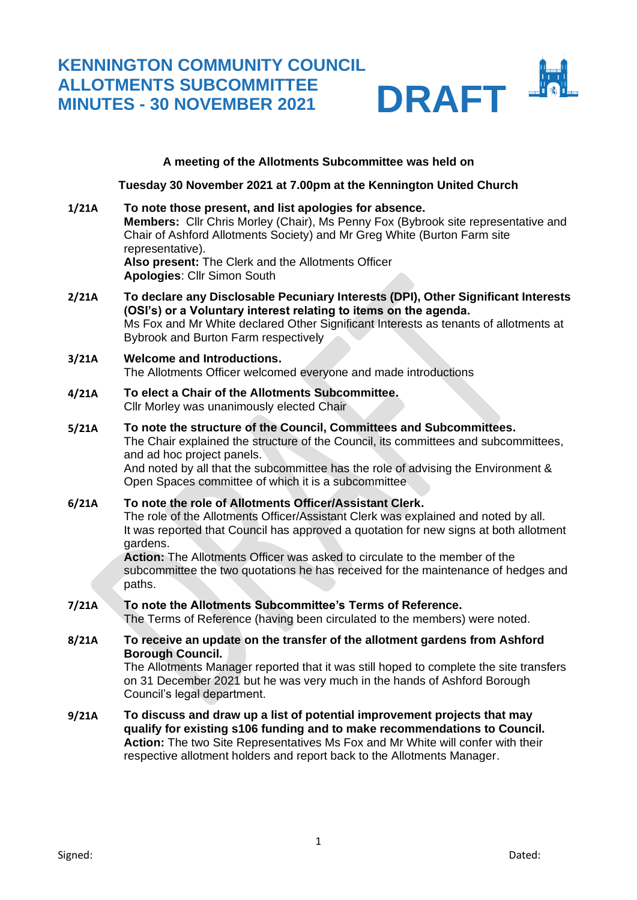# KENNINGTON COMMUNITY COUNCIL
# ALLOTMENTS SUBCOMMITTEE
# MINUTES - 30 NOVEMBER 2021

**DRAFT**

**A meeting of the Allotments Subcommittee was held on**

**Tuesday 30 November 2021 at 7.00pm at the Kennington United Church**

**1/21A** **To note those present, and list apologies for absence.**
**Members:** Cllr Chris Morley (Chair), Ms Penny Fox (Bybrook site representative and Chair of Ashford Allotments Society) and Mr Greg White (Burton Farm site representative).
**Also present:** The Clerk and the Allotments Officer
**Apologies**: Cllr Simon South

**2/21A** **To declare any Disclosable Pecuniary Interests (DPI), Other Significant Interests (OSI's) or a Voluntary interest relating to items on the agenda.**
Ms Fox and Mr White declared Other Significant Interests as tenants of allotments at Bybrook and Burton Farm respectively

**3/21A** **Welcome and Introductions.**
The Allotments Officer welcomed everyone and made introductions

**4/21A** **To elect a Chair of the Allotments Subcommittee.**
Cllr Morley was unanimously elected Chair

**5/21A** **To note the structure of the Council, Committees and Subcommittees.**
The Chair explained the structure of the Council, its committees and subcommittees, and ad hoc project panels.
And noted by all that the subcommittee has the role of advising the Environment & Open Spaces committee of which it is a subcommittee

**6/21A** **To note the role of Allotments Officer/Assistant Clerk.**
The role of the Allotments Officer/Assistant Clerk was explained and noted by all.
It was reported that Council has approved a quotation for new signs at both allotment gardens.
**Action:** The Allotments Officer was asked to circulate to the member of the subcommittee the two quotations he has received for the maintenance of hedges and paths.

**7/21A** **To note the Allotments Subcommittee's Terms of Reference.**
The Terms of Reference (having been circulated to the members) were noted.

**8/21A** **To receive an update on the transfer of the allotment gardens from Ashford Borough Council.**
The Allotments Manager reported that it was still hoped to complete the site transfers on 31 December 2021 but he was very much in the hands of Ashford Borough Council's legal department.

**9/21A** **To discuss and draw up a list of potential improvement projects that may qualify for existing s106 funding and to make recommendations to Council.**
**Action:** The two Site Representatives Ms Fox and Mr White will confer with their respective allotment holders and report back to the Allotments Manager.

Signed: Dated: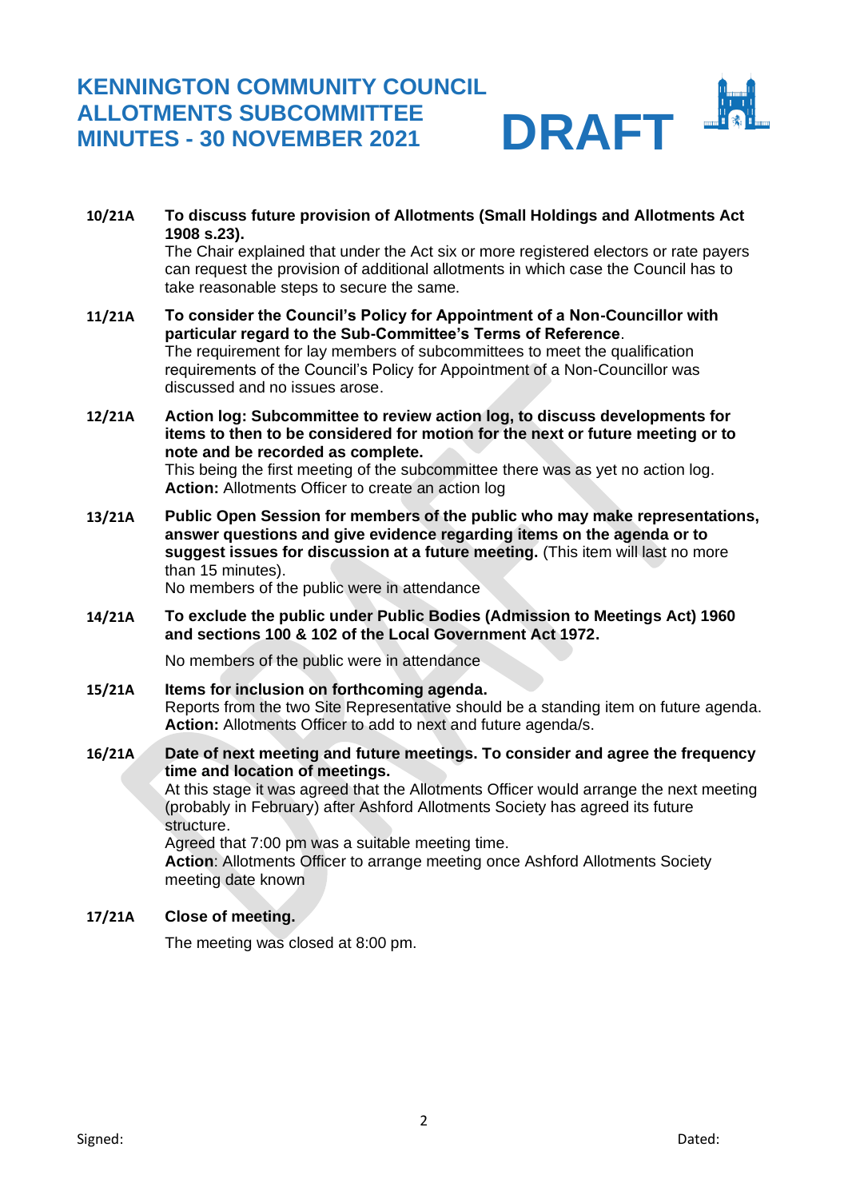# KENNINGTON COMMUNITY COUNCIL ALLOTMENTS SUBCOMMITTEE MINUTES - 30 NOVEMBER 2021

**DRAFT**

**10/21A** **To discuss future provision of Allotments (Small Holdings and Allotments Act 1908 s.23).**
The Chair explained that under the Act six or more registered electors or rate payers can request the provision of additional allotments in which case the Council has to take reasonable steps to secure the same.

**11/21A** **To consider the Council's Policy for Appointment of a Non-Councillor with particular regard to the Sub-Committee's Terms of Reference**.
The requirement for lay members of subcommittees to meet the qualification requirements of the Council's Policy for Appointment of a Non-Councillor was discussed and no issues arose.

**12/21A** **Action log: Subcommittee to review action log, to discuss developments for items to then to be considered for motion for the next or future meeting or to note and be recorded as complete.**
This being the first meeting of the subcommittee there was as yet no action log.
**Action:** Allotments Officer to create an action log

**13/21A** **Public Open Session for members of the public who may make representations, answer questions and give evidence regarding items on the agenda or to suggest issues for discussion at a future meeting.** (This item will last no more than 15 minutes).
No members of the public were in attendance

**14/21A** **To exclude the public under Public Bodies (Admission to Meetings Act) 1960 and sections 100 & 102 of the Local Government Act 1972.**

No members of the public were in attendance

**15/21A** **Items for inclusion on forthcoming agenda.**
Reports from the two Site Representative should be a standing item on future agenda.
**Action:** Allotments Officer to add to next and future agenda/s.

**16/21A** **Date of next meeting and future meetings. To consider and agree the frequency time and location of meetings.**
At this stage it was agreed that the Allotments Officer would arrange the next meeting (probably in February) after Ashford Allotments Society has agreed its future structure.
Agreed that 7:00 pm was a suitable meeting time.
**Action**: Allotments Officer to arrange meeting once Ashford Allotments Society meeting date known

**17/21A** **Close of meeting.**

The meeting was closed at 8:00 pm.

Signed: Dated: